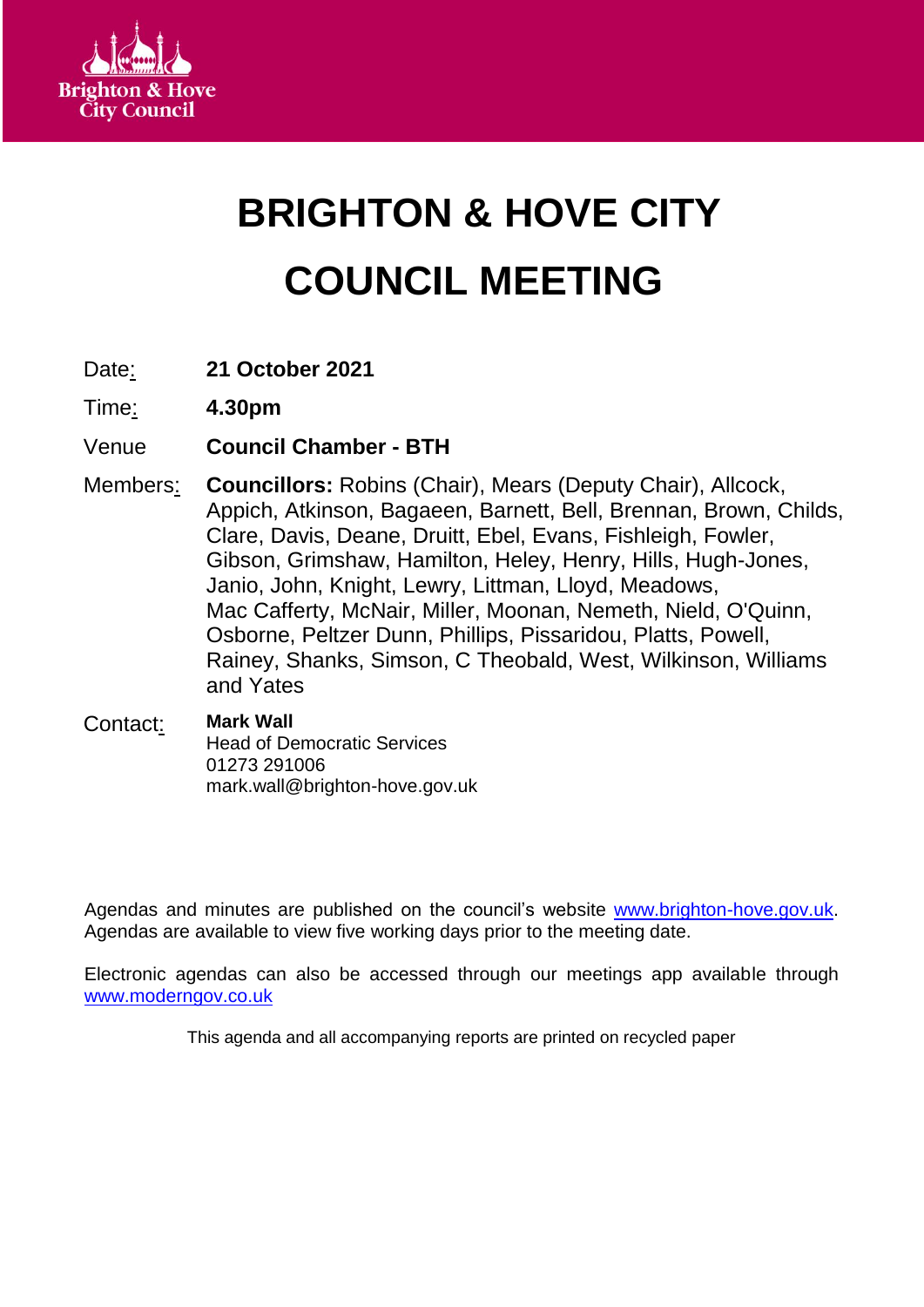Brighton & Hove City Council

# BRIGHTON & HOVE CITY COUNCIL MEETING

| | |
|---|---|
| Date: | **21 October 2021** |
| Time: | **4.30pm** |
| Venue | **Council Chamber - BTH** |
| Members: | **Councillors:** Robins (Chair), Mears (Deputy Chair), Allcock, Appich, Atkinson, Bagaeen, Barnett, Bell, Brennan, Brown, Childs, Clare, Davis, Deane, Druitt, Ebel, Evans, Fishleigh, Fowler, Gibson, Grimshaw, Hamilton, Heley, Henry, Hills, Hugh-Jones, Janio, John, Knight, Lewry, Littman, Lloyd, Meadows, Mac Cafferty, McNair, Miller, Moonan, Nemeth, Nield, O'Quinn, Osborne, Peltzer Dunn, Phillips, Pissaridou, Platts, Powell, Rainey, Shanks, Simson, C Theobald, West, Wilkinson, Williams and Yates |
| Contact: | **Mark Wall**<br>Head of Democratic Services<br>01273 291006<br>mark.wall@brighton-hove.gov.uk |

Agendas and minutes are published on the council's website [www.brighton-hove.gov.uk](http://www.brighton-hove.gov.uk). Agendas are available to view five working days prior to the meeting date.

Electronic agendas can also be accessed through our meetings app available through [www.moderngov.co.uk](http://www.moderngov.co.uk)

This agenda and all accompanying reports are printed on recycled paper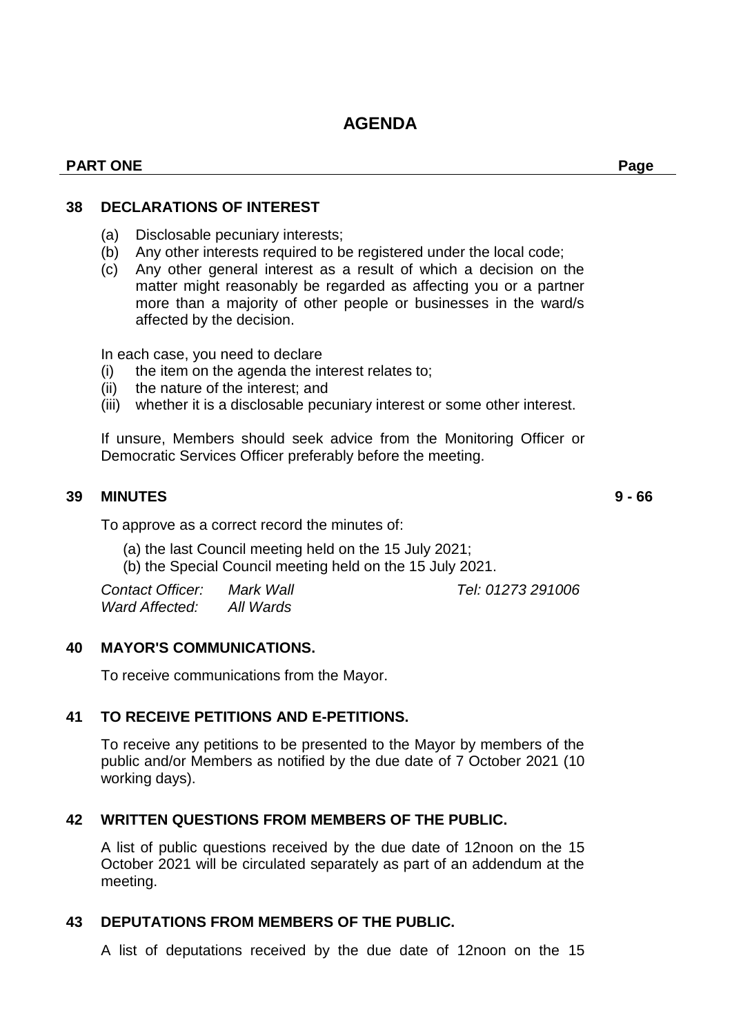# AGENDA

| PART ONE | Page |
|---|---|

## 38 DECLARATIONS OF INTEREST

(a) Disclosable pecuniary interests;
(b) Any other interests required to be registered under the local code;
(c) Any other general interest as a result of which a decision on the matter might reasonably be regarded as affecting you or a partner more than a majority of other people or businesses in the ward/s affected by the decision.

In each case, you need to declare
(i) the item on the agenda the interest relates to;
(ii) the nature of the interest; and
(iii) whether it is a disclosable pecuniary interest or some other interest.

If unsure, Members should seek advice from the Monitoring Officer or Democratic Services Officer preferably before the meeting.

## 39 MINUTES — 9 - 66

To approve as a correct record the minutes of:

(a) the last Council meeting held on the 15 July 2021;
(b) the Special Council meeting held on the 15 July 2021.

*Contact Officer:* *Mark Wall* *Tel: 01273 291006*
*Ward Affected:* *All Wards*

## 40 MAYOR'S COMMUNICATIONS.

To receive communications from the Mayor.

## 41 TO RECEIVE PETITIONS AND E-PETITIONS.

To receive any petitions to be presented to the Mayor by members of the public and/or Members as notified by the due date of 7 October 2021 (10 working days).

## 42 WRITTEN QUESTIONS FROM MEMBERS OF THE PUBLIC.

A list of public questions received by the due date of 12noon on the 15 October 2021 will be circulated separately as part of an addendum at the meeting.

## 43 DEPUTATIONS FROM MEMBERS OF THE PUBLIC.

A list of deputations received by the due date of 12noon on the 15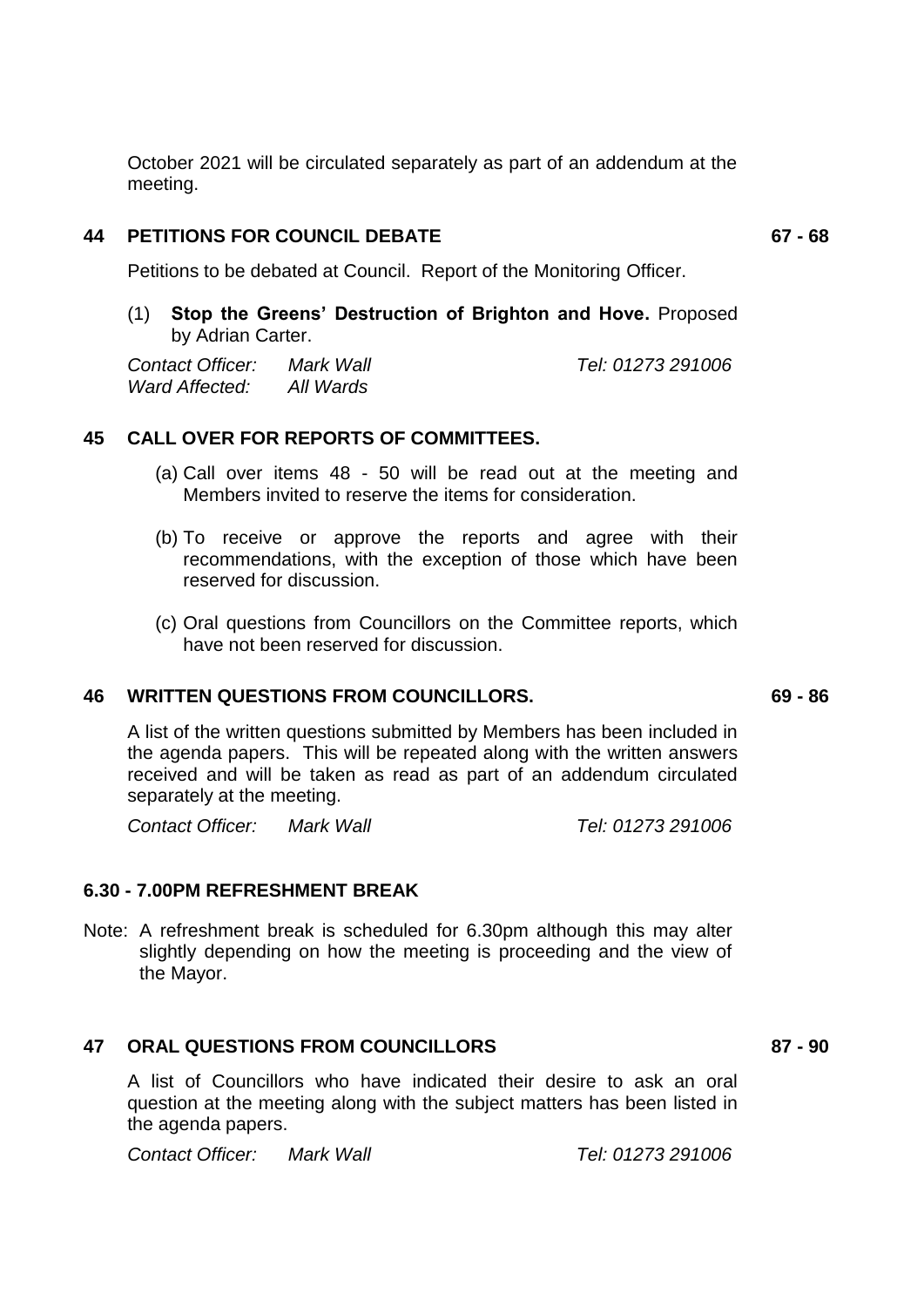October 2021 will be circulated separately as part of an addendum at the meeting.

## 44 PETITIONS FOR COUNCIL DEBATE — 67 - 68

Petitions to be debated at Council. Report of the Monitoring Officer.

(1) **Stop the Greens' Destruction of Brighton and Hove.** Proposed by Adrian Carter.

*Contact Officer:* *Mark Wall* *Tel: 01273 291006*
*Ward Affected:* *All Wards*

## 45 CALL OVER FOR REPORTS OF COMMITTEES.

(a) Call over items 48 - 50 will be read out at the meeting and Members invited to reserve the items for consideration.

(b) To receive or approve the reports and agree with their recommendations, with the exception of those which have been reserved for discussion.

(c) Oral questions from Councillors on the Committee reports, which have not been reserved for discussion.

## 46 WRITTEN QUESTIONS FROM COUNCILLORS. — 69 - 86

A list of the written questions submitted by Members has been included in the agenda papers. This will be repeated along with the written answers received and will be taken as read as part of an addendum circulated separately at the meeting.

*Contact Officer:* *Mark Wall* *Tel: 01273 291006*

## 6.30 - 7.00PM REFRESHMENT BREAK

Note: A refreshment break is scheduled for 6.30pm although this may alter slightly depending on how the meeting is proceeding and the view of the Mayor.

## 47 ORAL QUESTIONS FROM COUNCILLORS — 87 - 90

A list of Councillors who have indicated their desire to ask an oral question at the meeting along with the subject matters has been listed in the agenda papers.

*Contact Officer:* *Mark Wall* *Tel: 01273 291006*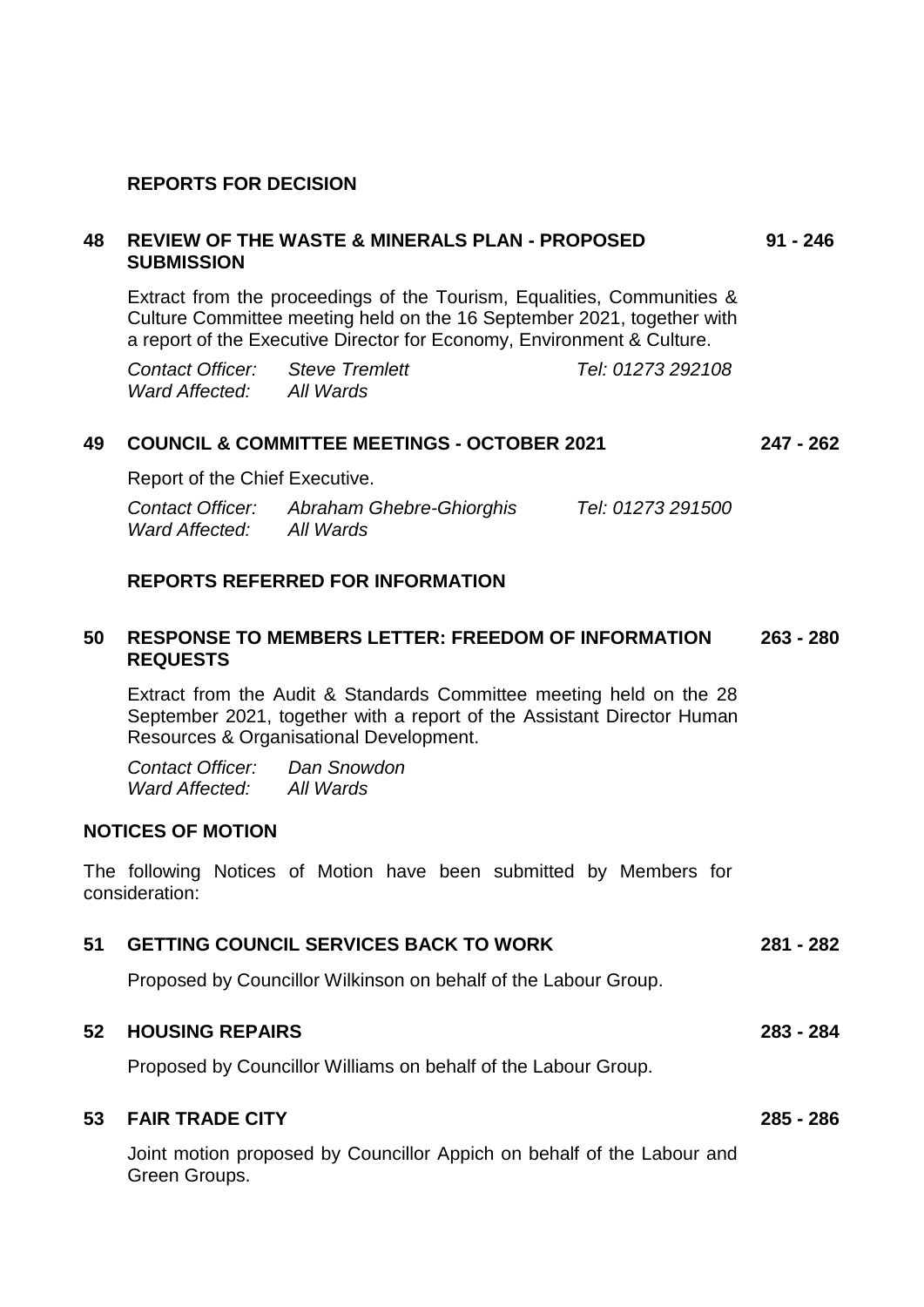## REPORTS FOR DECISION

**48 REVIEW OF THE WASTE & MINERALS PLAN - PROPOSED SUBMISSION** **91 - 246**

Extract from the proceedings of the Tourism, Equalities, Communities & Culture Committee meeting held on the 16 September 2021, together with a report of the Executive Director for Economy, Environment & Culture.

*Contact Officer:* *Steve Tremlett* *Tel: 01273 292108*
*Ward Affected:* *All Wards*

**49 COUNCIL & COMMITTEE MEETINGS - OCTOBER 2021** **247 - 262**

Report of the Chief Executive.

*Contact Officer:* *Abraham Ghebre-Ghiorghis* *Tel: 01273 291500*
*Ward Affected:* *All Wards*

## REPORTS REFERRED FOR INFORMATION

**50 RESPONSE TO MEMBERS LETTER: FREEDOM OF INFORMATION REQUESTS** **263 - 280**

Extract from the Audit & Standards Committee meeting held on the 28 September 2021, together with a report of the Assistant Director Human Resources & Organisational Development.

*Contact Officer:* *Dan Snowdon*
*Ward Affected:* *All Wards*

## NOTICES OF MOTION

The following Notices of Motion have been submitted by Members for consideration:

**51 GETTING COUNCIL SERVICES BACK TO WORK** **281 - 282**

Proposed by Councillor Wilkinson on behalf of the Labour Group.

**52 HOUSING REPAIRS** **283 - 284**

Proposed by Councillor Williams on behalf of the Labour Group.

**53 FAIR TRADE CITY** **285 - 286**

Joint motion proposed by Councillor Appich on behalf of the Labour and Green Groups.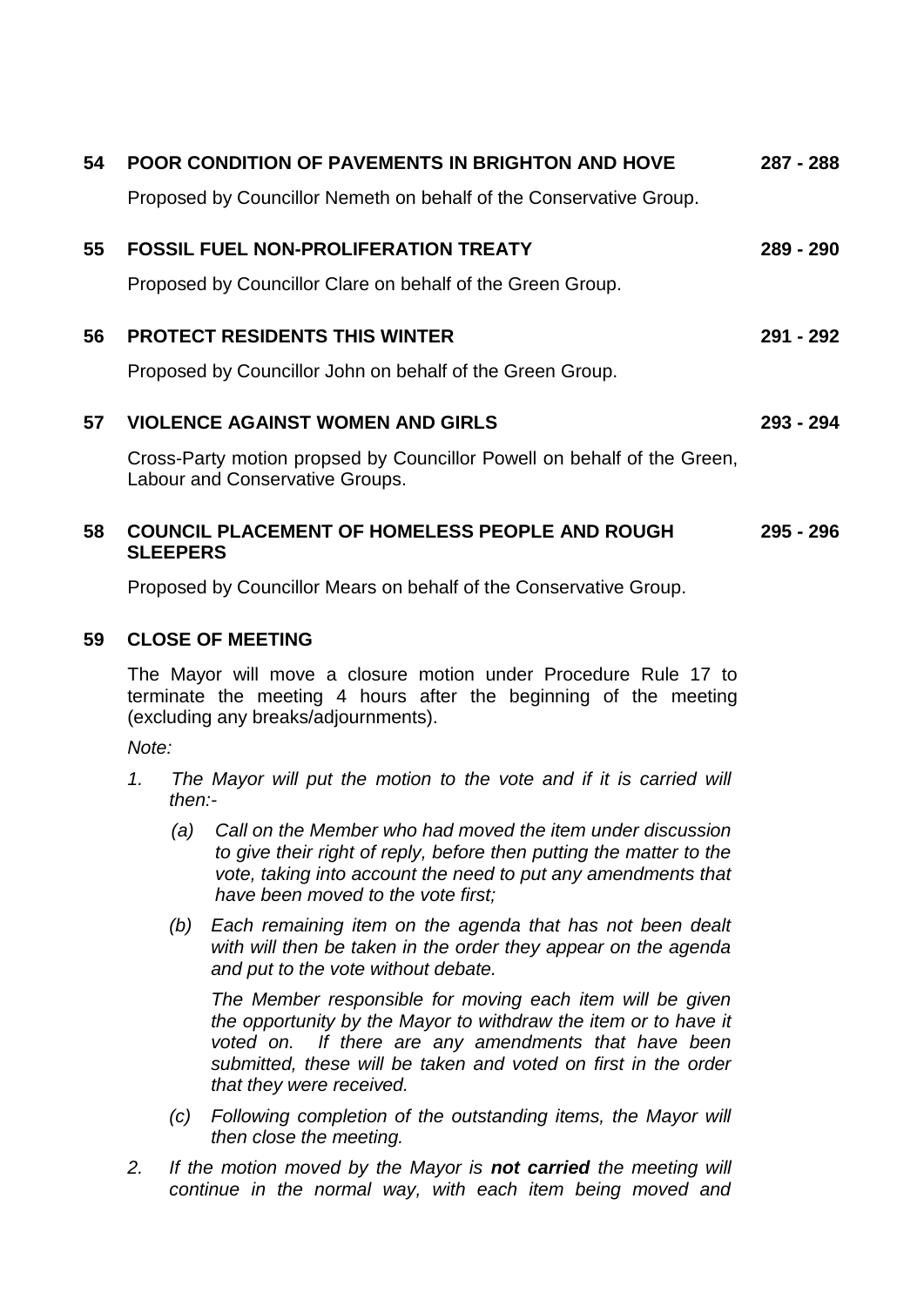**54 POOR CONDITION OF PAVEMENTS IN BRIGHTON AND HOVE** **287 - 288**

Proposed by Councillor Nemeth on behalf of the Conservative Group.

**55 FOSSIL FUEL NON-PROLIFERATION TREATY** **289 - 290**

Proposed by Councillor Clare on behalf of the Green Group.

**56 PROTECT RESIDENTS THIS WINTER** **291 - 292**

Proposed by Councillor John on behalf of the Green Group.

**57 VIOLENCE AGAINST WOMEN AND GIRLS** **293 - 294**

Cross-Party motion propsed by Councillor Powell on behalf of the Green, Labour and Conservative Groups.

**58 COUNCIL PLACEMENT OF HOMELESS PEOPLE AND ROUGH SLEEPERS** **295 - 296**

Proposed by Councillor Mears on behalf of the Conservative Group.

**59 CLOSE OF MEETING**

The Mayor will move a closure motion under Procedure Rule 17 to terminate the meeting 4 hours after the beginning of the meeting (excluding any breaks/adjournments).

*Note:*

1. *The Mayor will put the motion to the vote and if it is carried will then:-*

   (a) *Call on the Member who had moved the item under discussion to give their right of reply, before then putting the matter to the vote, taking into account the need to put any amendments that have been moved to the vote first;*

   (b) *Each remaining item on the agenda that has not been dealt with will then be taken in the order they appear on the agenda and put to the vote without debate.*

   *The Member responsible for moving each item will be given the opportunity by the Mayor to withdraw the item or to have it voted on. If there are any amendments that have been submitted, these will be taken and voted on first in the order that they were received.*

   (c) *Following completion of the outstanding items, the Mayor will then close the meeting.*

2. *If the motion moved by the Mayor is **not carried** the meeting will continue in the normal way, with each item being moved and*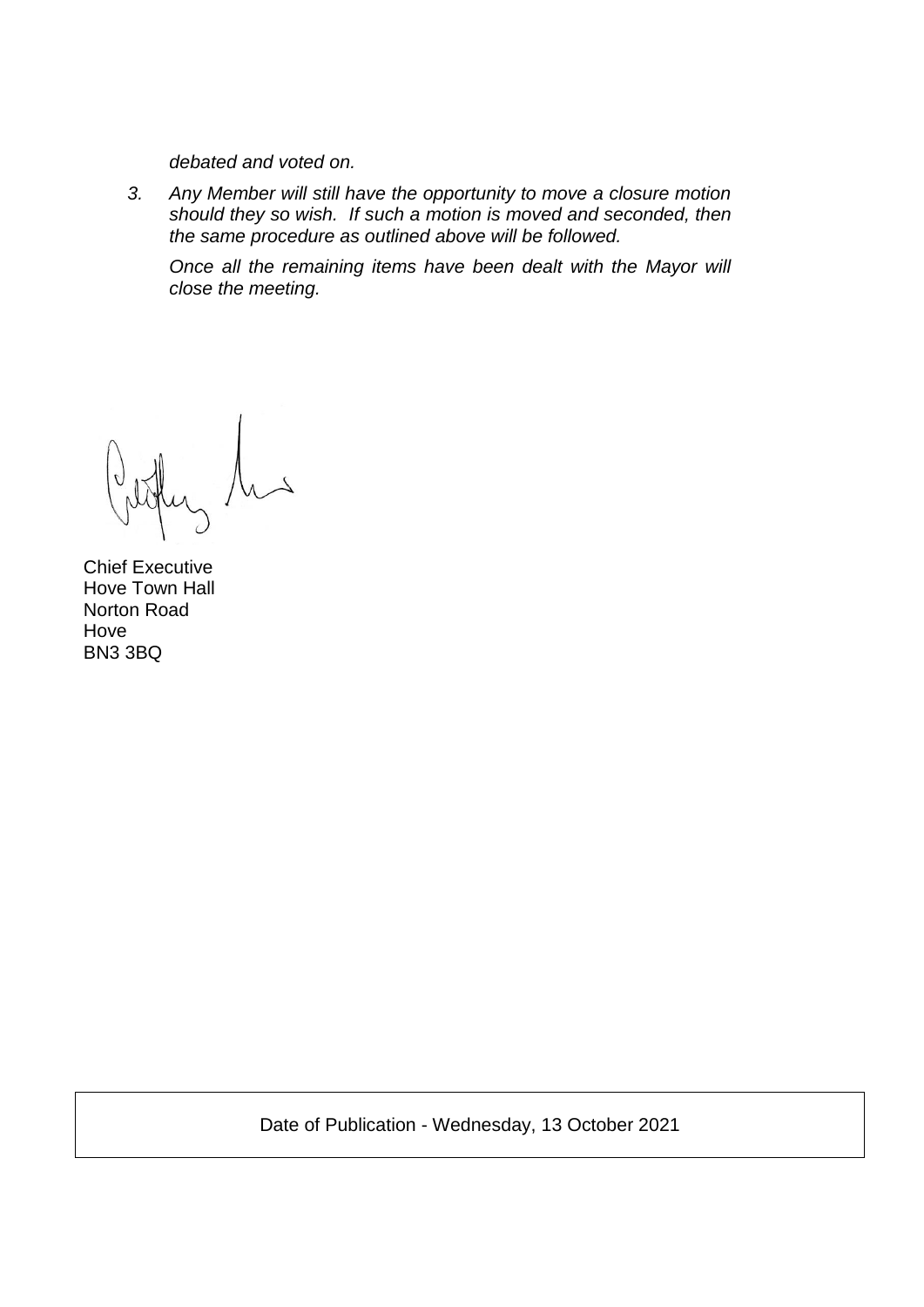*debated and voted on.*

3. *Any Member will still have the opportunity to move a closure motion should they so wish. If such a motion is moved and seconded, then the same procedure as outlined above will be followed.*

   *Once all the remaining items have been dealt with the Mayor will close the meeting.*

Chief Executive
Hove Town Hall
Norton Road
Hove
BN3 3BQ

Date of Publication - Wednesday, 13 October 2021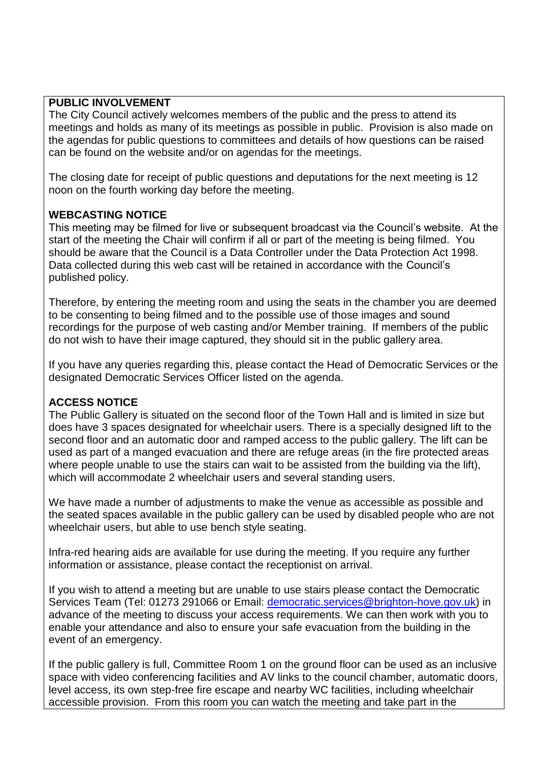**PUBLIC INVOLVEMENT**
The City Council actively welcomes members of the public and the press to attend its meetings and holds as many of its meetings as possible in public. Provision is also made on the agendas for public questions to committees and details of how questions can be raised can be found on the website and/or on agendas for the meetings.

The closing date for receipt of public questions and deputations for the next meeting is 12 noon on the fourth working day before the meeting.

**WEBCASTING NOTICE**
This meeting may be filmed for live or subsequent broadcast via the Council's website. At the start of the meeting the Chair will confirm if all or part of the meeting is being filmed. You should be aware that the Council is a Data Controller under the Data Protection Act 1998. Data collected during this web cast will be retained in accordance with the Council's published policy.

Therefore, by entering the meeting room and using the seats in the chamber you are deemed to be consenting to being filmed and to the possible use of those images and sound recordings for the purpose of web casting and/or Member training. If members of the public do not wish to have their image captured, they should sit in the public gallery area.

If you have any queries regarding this, please contact the Head of Democratic Services or the designated Democratic Services Officer listed on the agenda.

**ACCESS NOTICE**
The Public Gallery is situated on the second floor of the Town Hall and is limited in size but does have 3 spaces designated for wheelchair users. There is a specially designed lift to the second floor and an automatic door and ramped access to the public gallery. The lift can be used as part of a manged evacuation and there are refuge areas (in the fire protected areas where people unable to use the stairs can wait to be assisted from the building via the lift), which will accommodate 2 wheelchair users and several standing users.

We have made a number of adjustments to make the venue as accessible as possible and the seated spaces available in the public gallery can be used by disabled people who are not wheelchair users, but able to use bench style seating.

Infra-red hearing aids are available for use during the meeting. If you require any further information or assistance, please contact the receptionist on arrival.

If you wish to attend a meeting but are unable to use stairs please contact the Democratic Services Team (Tel: 01273 291066 or Email: democratic.services@brighton-hove.gov.uk) in advance of the meeting to discuss your access requirements. We can then work with you to enable your attendance and also to ensure your safe evacuation from the building in the event of an emergency.

If the public gallery is full, Committee Room 1 on the ground floor can be used as an inclusive space with video conferencing facilities and AV links to the council chamber, automatic doors, level access, its own step-free fire escape and nearby WC facilities, including wheelchair accessible provision. From this room you can watch the meeting and take part in the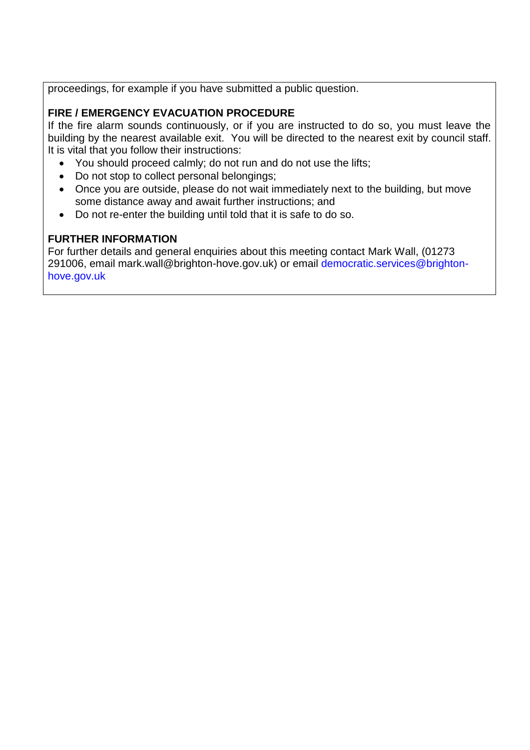proceedings, for example if you have submitted a public question.

**FIRE / EMERGENCY EVACUATION PROCEDURE**

If the fire alarm sounds continuously, or if you are instructed to do so, you must leave the building by the nearest available exit. You will be directed to the nearest exit by council staff. It is vital that you follow their instructions:

- You should proceed calmly; do not run and do not use the lifts;
- Do not stop to collect personal belongings;
- Once you are outside, please do not wait immediately next to the building, but move some distance away and await further instructions; and
- Do not re-enter the building until told that it is safe to do so.

**FURTHER INFORMATION**

For further details and general enquiries about this meeting contact Mark Wall, (01273 291006, email mark.wall@brighton-hove.gov.uk) or email democratic.services@brighton-hove.gov.uk